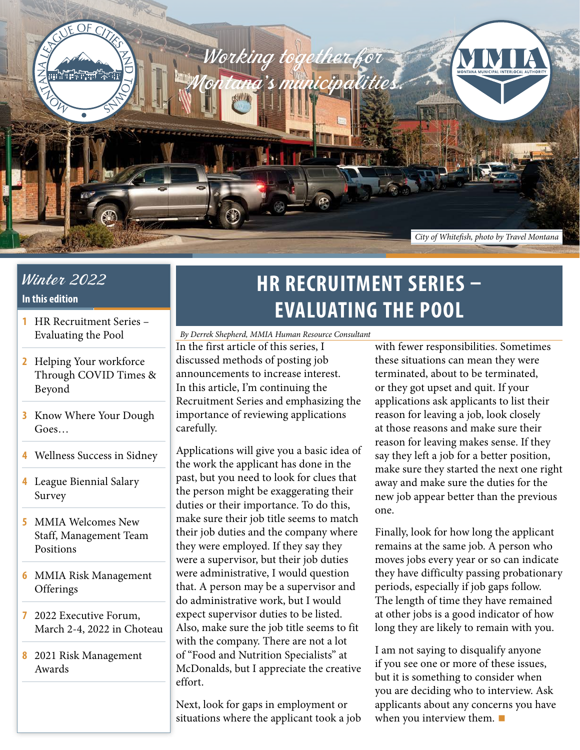Working together for Montana's municipalities.

City of Whitefish, photo by Travel Montana

## Winter 2022

**In this edition**

1 HR Recruitment Series – Evaluating the Pool

2 Helping Your workforce Through COVID Times & Beyond

3 Know Where Your Dough Goes…

4 Wellness Success in Sidney

4 League Biennial Salary Survey

5 MMIA Welcomes New Staff, Management Team Positions

6 MMIA Risk Management Offerings

7 2022 Executive Forum, March 2-4, 2022 in Choteau

8 2021 Risk Management Awards

# HR RECRUITMENT SERIES – EVALUATING THE POOL

*By Derrek Shepherd, MMIA Human Resource Consultant*

In the first article of this series, I discussed methods of posting job announcements to increase interest. In this article, I'm continuing the Recruitment Series and emphasizing the importance of reviewing applications carefully.

Applications will give you a basic idea of the work the applicant has done in the past, but you need to look for clues that the person might be exaggerating their duties or their importance. To do this, make sure their job title seems to match their job duties and the company where they were employed. If they say they were a supervisor, but their job duties were administrative, I would question that. A person may be a supervisor and do administrative work, but I would expect supervisor duties to be listed. Also, make sure the job title seems to fit with the company. There are not a lot of "Food and Nutrition Specialists" at McDonalds, but I appreciate the creative effort.

Next, look for gaps in employment or situations where the applicant took a job with fewer responsibilities. Sometimes these situations can mean they were terminated, about to be terminated, or they got upset and quit. If your applications ask applicants to list their reason for leaving a job, look closely at those reasons and make sure their reason for leaving makes sense. If they say they left a job for a better position, make sure they started the next one right away and make sure the duties for the new job appear better than the previous one.

Finally, look for how long the applicant remains at the same job. A person who moves jobs every year or so can indicate they have difficulty passing probationary periods, especially if job gaps follow. The length of time they have remained at other jobs is a good indicator of how long they are likely to remain with you.

I am not saying to disqualify anyone if you see one or more of these issues, but it is something to consider when you are deciding who to interview. Ask applicants about any concerns you have when you interview them. ■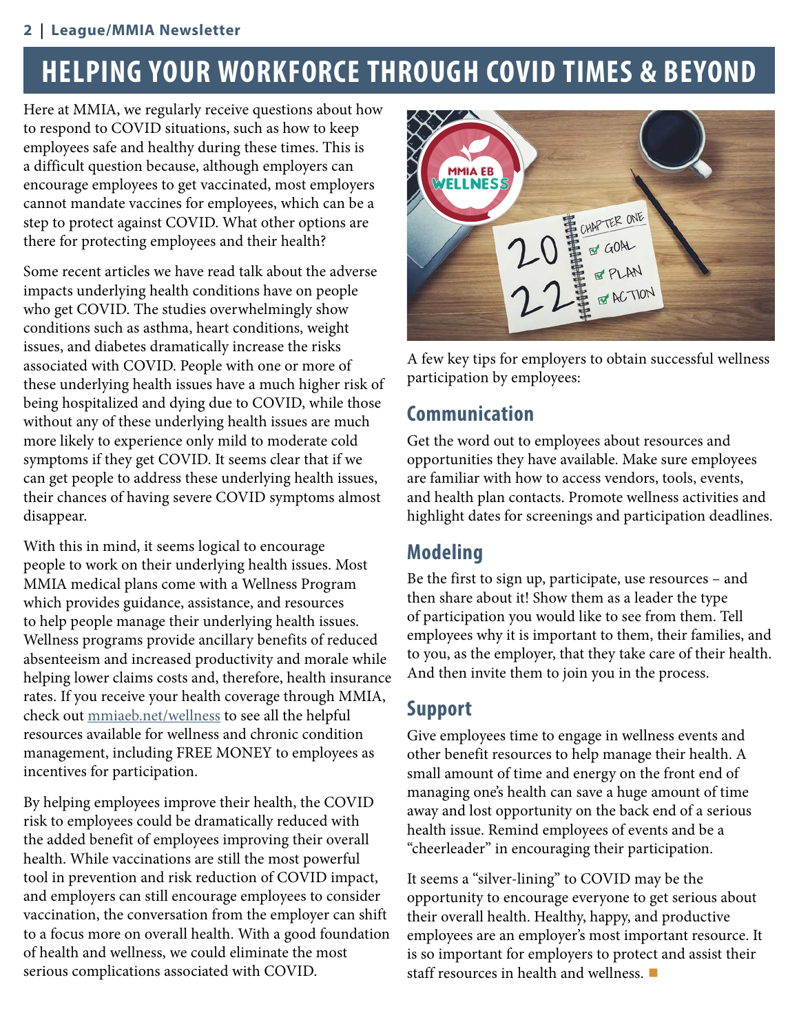# HELPING YOUR WORKFORCE THROUGH COVID TIMES & BEYOND

Here at MMIA, we regularly receive questions about how to respond to COVID situations, such as how to keep employees safe and healthy during these times. This is a difficult question because, although employers can encourage employees to get vaccinated, most employers cannot mandate vaccines for employees, which can be a step to protect against COVID. What other options are there for protecting employees and their health?

Some recent articles we have read talk about the adverse impacts underlying health conditions have on people who get COVID. The studies overwhelmingly show conditions such as asthma, heart conditions, weight issues, and diabetes dramatically increase the risks associated with COVID. People with one or more of these underlying health issues have a much higher risk of being hospitalized and dying due to COVID, while those without any of these underlying health issues are much more likely to experience only mild to moderate cold symptoms if they get COVID. It seems clear that if we can get people to address these underlying health issues, their chances of having severe COVID symptoms almost disappear.

With this in mind, it seems logical to encourage people to work on their underlying health issues. Most MMIA medical plans come with a Wellness Program which provides guidance, assistance, and resources to help people manage their underlying health issues. Wellness programs provide ancillary benefits of reduced absenteeism and increased productivity and morale while helping lower claims costs and, therefore, health insurance rates. If you receive your health coverage through MMIA, check out mmiaeb.net/wellness to see all the helpful resources available for wellness and chronic condition management, including FREE MONEY to employees as incentives for participation.

By helping employees improve their health, the COVID risk to employees could be dramatically reduced with the added benefit of employees improving their overall health. While vaccinations are still the most powerful tool in prevention and risk reduction of COVID impact, and employers can still encourage employees to consider vaccination, the conversation from the employer can shift to a focus more on overall health. With a good foundation of health and wellness, we could eliminate the most serious complications associated with COVID.

A few key tips for employers to obtain successful wellness participation by employees:

## Communication

Get the word out to employees about resources and opportunities they have available. Make sure employees are familiar with how to access vendors, tools, events, and health plan contacts. Promote wellness activities and highlight dates for screenings and participation deadlines.

## Modeling

Be the first to sign up, participate, use resources – and then share about it! Show them as a leader the type of participation you would like to see from them. Tell employees why it is important to them, their families, and to you, as the employer, that they take care of their health. And then invite them to join you in the process.

## Support

Give employees time to engage in wellness events and other benefit resources to help manage their health. A small amount of time and energy on the front end of managing one's health can save a huge amount of time away and lost opportunity on the back end of a serious health issue. Remind employees of events and be a "cheerleader" in encouraging their participation.

It seems a "silver-lining" to COVID may be the opportunity to encourage everyone to get serious about their overall health. Healthy, happy, and productive employees are an employer's most important resource. It is so important for employers to protect and assist their staff resources in health and wellness.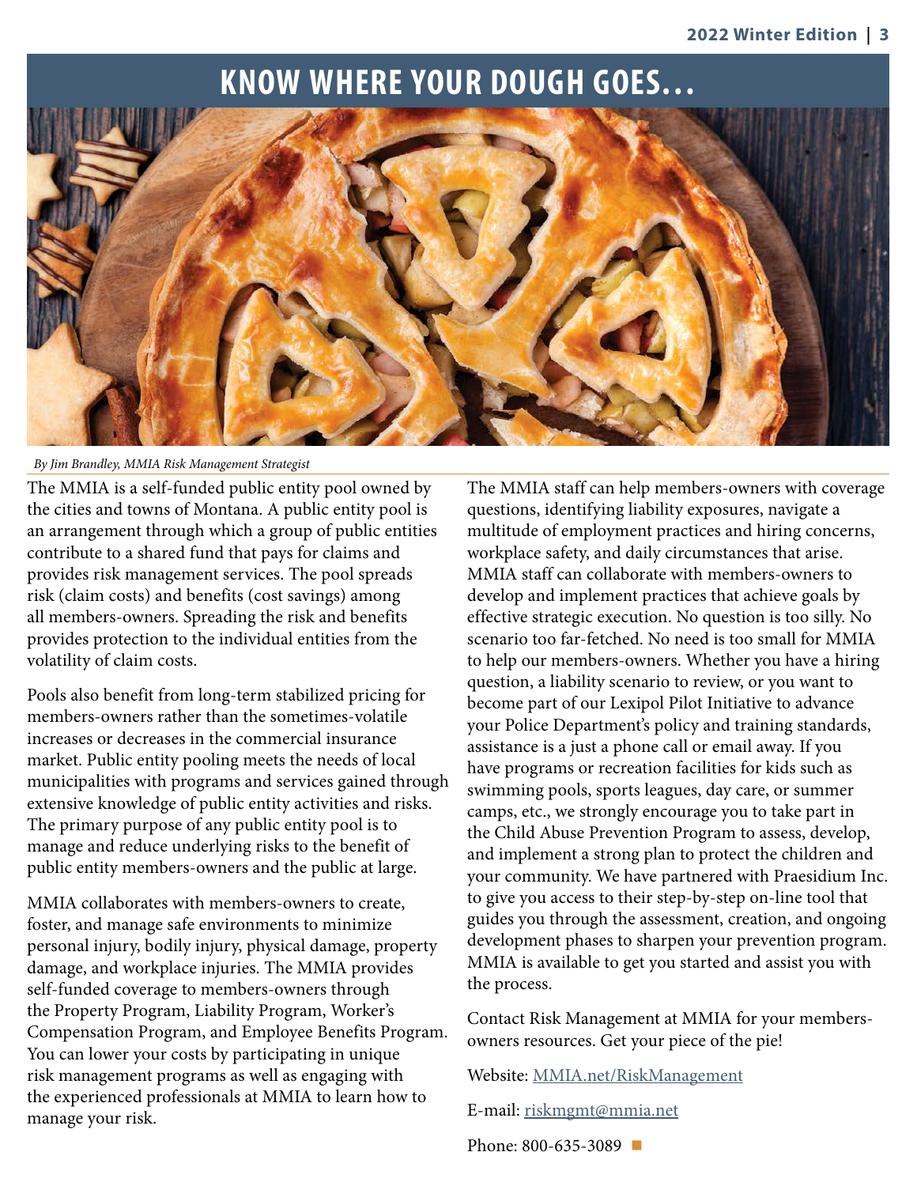# KNOW WHERE YOUR DOUGH GOES…

*By Jim Brandley, MMIA Risk Management Strategist*

The MMIA is a self-funded public entity pool owned by the cities and towns of Montana. A public entity pool is an arrangement through which a group of public entities contribute to a shared fund that pays for claims and provides risk management services. The pool spreads risk (claim costs) and benefits (cost savings) among all members-owners. Spreading the risk and benefits provides protection to the individual entities from the volatility of claim costs.

Pools also benefit from long-term stabilized pricing for members-owners rather than the sometimes-volatile increases or decreases in the commercial insurance market. Public entity pooling meets the needs of local municipalities with programs and services gained through extensive knowledge of public entity activities and risks. The primary purpose of any public entity pool is to manage and reduce underlying risks to the benefit of public entity members-owners and the public at large.

MMIA collaborates with members-owners to create, foster, and manage safe environments to minimize personal injury, bodily injury, physical damage, property damage, and workplace injuries. The MMIA provides self-funded coverage to members-owners through the Property Program, Liability Program, Worker's Compensation Program, and Employee Benefits Program. You can lower your costs by participating in unique risk management programs as well as engaging with the experienced professionals at MMIA to learn how to manage your risk.

The MMIA staff can help members-owners with coverage questions, identifying liability exposures, navigate a multitude of employment practices and hiring concerns, workplace safety, and daily circumstances that arise. MMIA staff can collaborate with members-owners to develop and implement practices that achieve goals by effective strategic execution. No question is too silly. No scenario too far-fetched. No need is too small for MMIA to help our members-owners. Whether you have a hiring question, a liability scenario to review, or you want to become part of our Lexipol Pilot Initiative to advance your Police Department's policy and training standards, assistance is a just a phone call or email away. If you have programs or recreation facilities for kids such as swimming pools, sports leagues, day care, or summer camps, etc., we strongly encourage you to take part in the Child Abuse Prevention Program to assess, develop, and implement a strong plan to protect the children and your community. We have partnered with Praesidium Inc. to give you access to their step-by-step on-line tool that guides you through the assessment, creation, and ongoing development phases to sharpen your prevention program. MMIA is available to get you started and assist you with the process.

Contact Risk Management at MMIA for your members-owners resources. Get your piece of the pie!

Website: MMIA.net/RiskManagement

E-mail: riskmgmt@mmia.net

Phone: 800-635-3089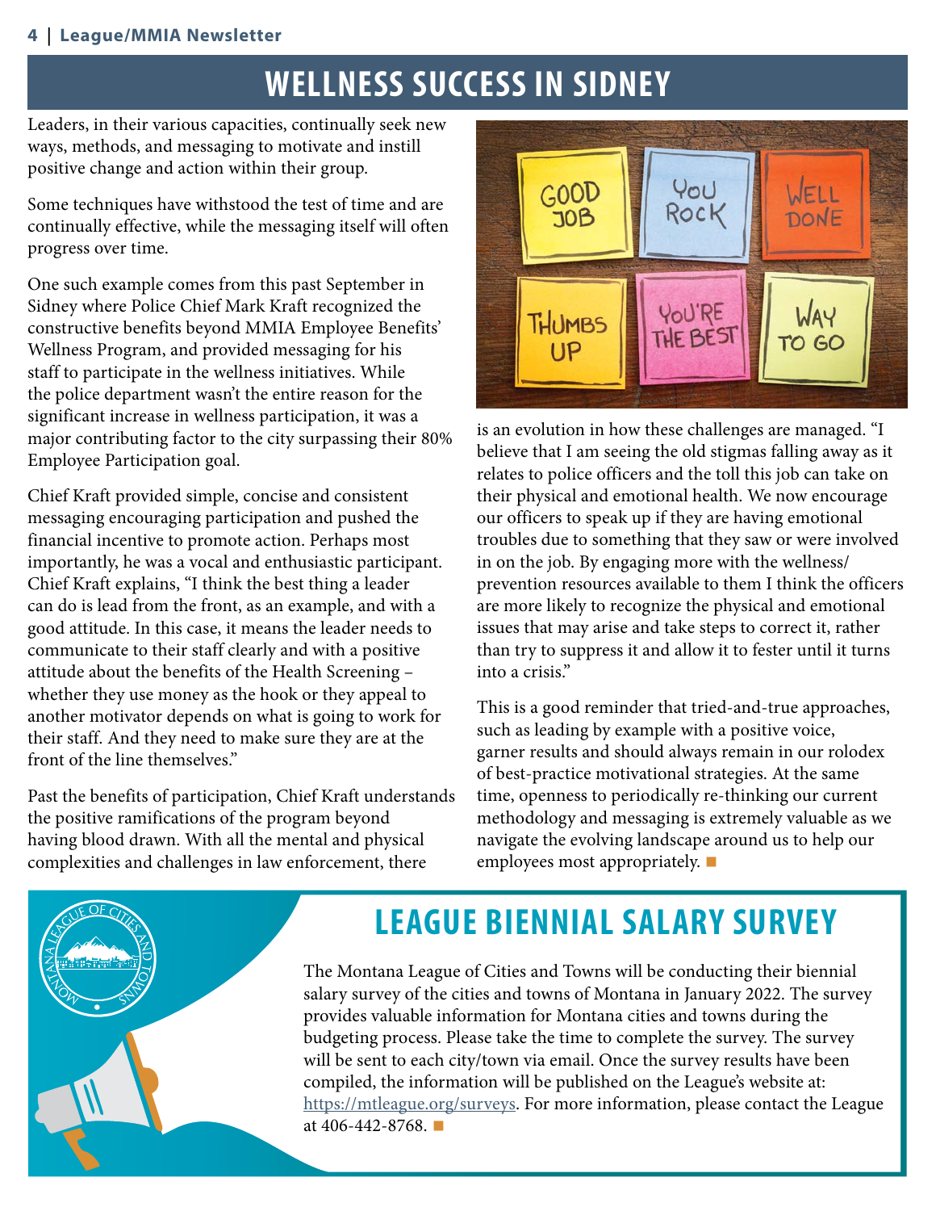# WELLNESS SUCCESS IN SIDNEY

Leaders, in their various capacities, continually seek new ways, methods, and messaging to motivate and instill positive change and action within their group.

Some techniques have withstood the test of time and are continually effective, while the messaging itself will often progress over time.

One such example comes from this past September in Sidney where Police Chief Mark Kraft recognized the constructive benefits beyond MMIA Employee Benefits' Wellness Program, and provided messaging for his staff to participate in the wellness initiatives. While the police department wasn't the entire reason for the significant increase in wellness participation, it was a major contributing factor to the city surpassing their 80% Employee Participation goal.

Chief Kraft provided simple, concise and consistent messaging encouraging participation and pushed the financial incentive to promote action. Perhaps most importantly, he was a vocal and enthusiastic participant. Chief Kraft explains, "I think the best thing a leader can do is lead from the front, as an example, and with a good attitude. In this case, it means the leader needs to communicate to their staff clearly and with a positive attitude about the benefits of the Health Screening – whether they use money as the hook or they appeal to another motivator depends on what is going to work for their staff. And they need to make sure they are at the front of the line themselves."

Past the benefits of participation, Chief Kraft understands the positive ramifications of the program beyond having blood drawn. With all the mental and physical complexities and challenges in law enforcement, there is an evolution in how these challenges are managed. "I believe that I am seeing the old stigmas falling away as it relates to police officers and the toll this job can take on their physical and emotional health. We now encourage our officers to speak up if they are having emotional troubles due to something that they saw or were involved in on the job. By engaging more with the wellness/prevention resources available to them I think the officers are more likely to recognize the physical and emotional issues that may arise and take steps to correct it, rather than try to suppress it and allow it to fester until it turns into a crisis."

This is a good reminder that tried-and-true approaches, such as leading by example with a positive voice, garner results and should always remain in our rolodex of best-practice motivational strategies. At the same time, openness to periodically re-thinking our current methodology and messaging is extremely valuable as we navigate the evolving landscape around us to help our employees most appropriately.

# LEAGUE BIENNIAL SALARY SURVEY

The Montana League of Cities and Towns will be conducting their biennial salary survey of the cities and towns of Montana in January 2022. The survey provides valuable information for Montana cities and towns during the budgeting process. Please take the time to complete the survey. The survey will be sent to each city/town via email. Once the survey results have been compiled, the information will be published on the League's website at: https://mtleague.org/surveys. For more information, please contact the League at 406-442-8768.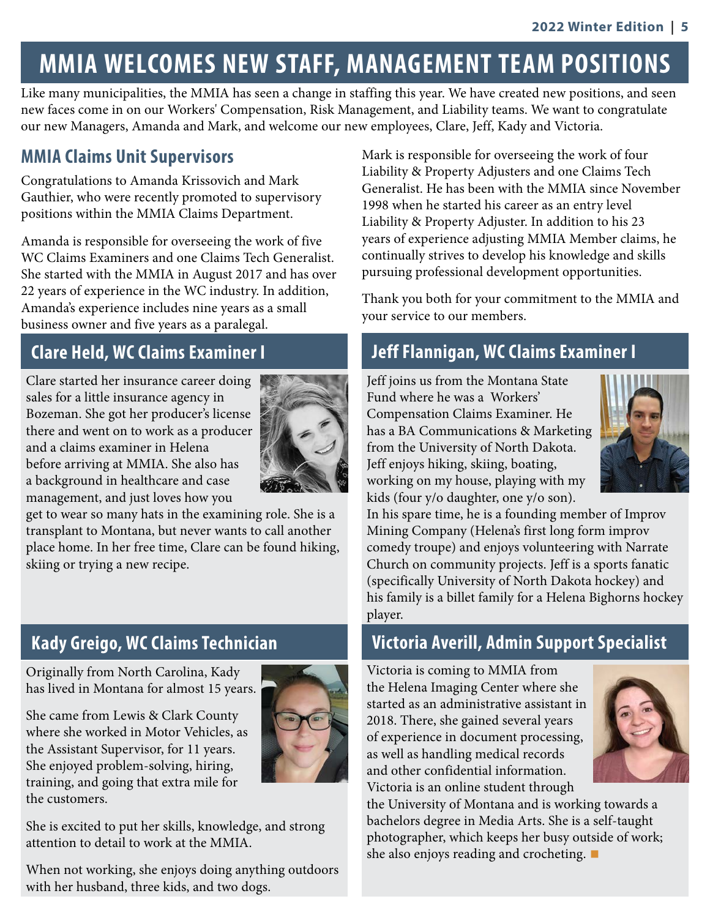# MMIA WELCOMES NEW STAFF, MANAGEMENT TEAM POSITIONS

Like many municipalities, the MMIA has seen a change in staffing this year. We have created new positions, and seen new faces come in on our Workers' Compensation, Risk Management, and Liability teams. We want to congratulate our new Managers, Amanda and Mark, and welcome our new employees, Clare, Jeff, Kady and Victoria.

## MMIA Claims Unit Supervisors

Congratulations to Amanda Krissovich and Mark Gauthier, who were recently promoted to supervisory positions within the MMIA Claims Department.

Amanda is responsible for overseeing the work of five WC Claims Examiners and one Claims Tech Generalist. She started with the MMIA in August 2017 and has over 22 years of experience in the WC industry. In addition, Amanda's experience includes nine years as a small business owner and five years as a paralegal.

Mark is responsible for overseeing the work of four Liability & Property Adjusters and one Claims Tech Generalist. He has been with the MMIA since November 1998 when he started his career as an entry level Liability & Property Adjuster. In addition to his 23 years of experience adjusting MMIA Member claims, he continually strives to develop his knowledge and skills pursuing professional development opportunities.

Thank you both for your commitment to the MMIA and your service to our members.

## Clare Held, WC Claims Examiner I

Clare started her insurance career doing sales for a little insurance agency in Bozeman. She got her producer's license there and went on to work as a producer and a claims examiner in Helena before arriving at MMIA. She also has a background in healthcare and case management, and just loves how you get to wear so many hats in the examining role. She is a transplant to Montana, but never wants to call another place home. In her free time, Clare can be found hiking, skiing or trying a new recipe.

## Jeff Flannigan, WC Claims Examiner I

Jeff joins us from the Montana State Fund where he was a Workers' Compensation Claims Examiner. He has a BA Communications & Marketing from the University of North Dakota. Jeff enjoys hiking, skiing, boating, working on my house, playing with my kids (four y/o daughter, one y/o son). In his spare time, he is a founding member of Improv Mining Company (Helena's first long form improv comedy troupe) and enjoys volunteering with Narrate Church on community projects. Jeff is a sports fanatic (specifically University of North Dakota hockey) and his family is a billet family for a Helena Bighorns hockey player.

## Kady Greigo, WC Claims Technician

Originally from North Carolina, Kady has lived in Montana for almost 15 years.

She came from Lewis & Clark County where she worked in Motor Vehicles, as the Assistant Supervisor, for 11 years. She enjoyed problem-solving, hiring, training, and going that extra mile for the customers.

She is excited to put her skills, knowledge, and strong attention to detail to work at the MMIA.

When not working, she enjoys doing anything outdoors with her husband, three kids, and two dogs.

## Victoria Averill, Admin Support Specialist

Victoria is coming to MMIA from the Helena Imaging Center where she started as an administrative assistant in 2018. There, she gained several years of experience in document processing, as well as handling medical records and other confidential information. Victoria is an online student through the University of Montana and is working towards a bachelors degree in Media Arts. She is a self-taught photographer, which keeps her busy outside of work; she also enjoys reading and crocheting.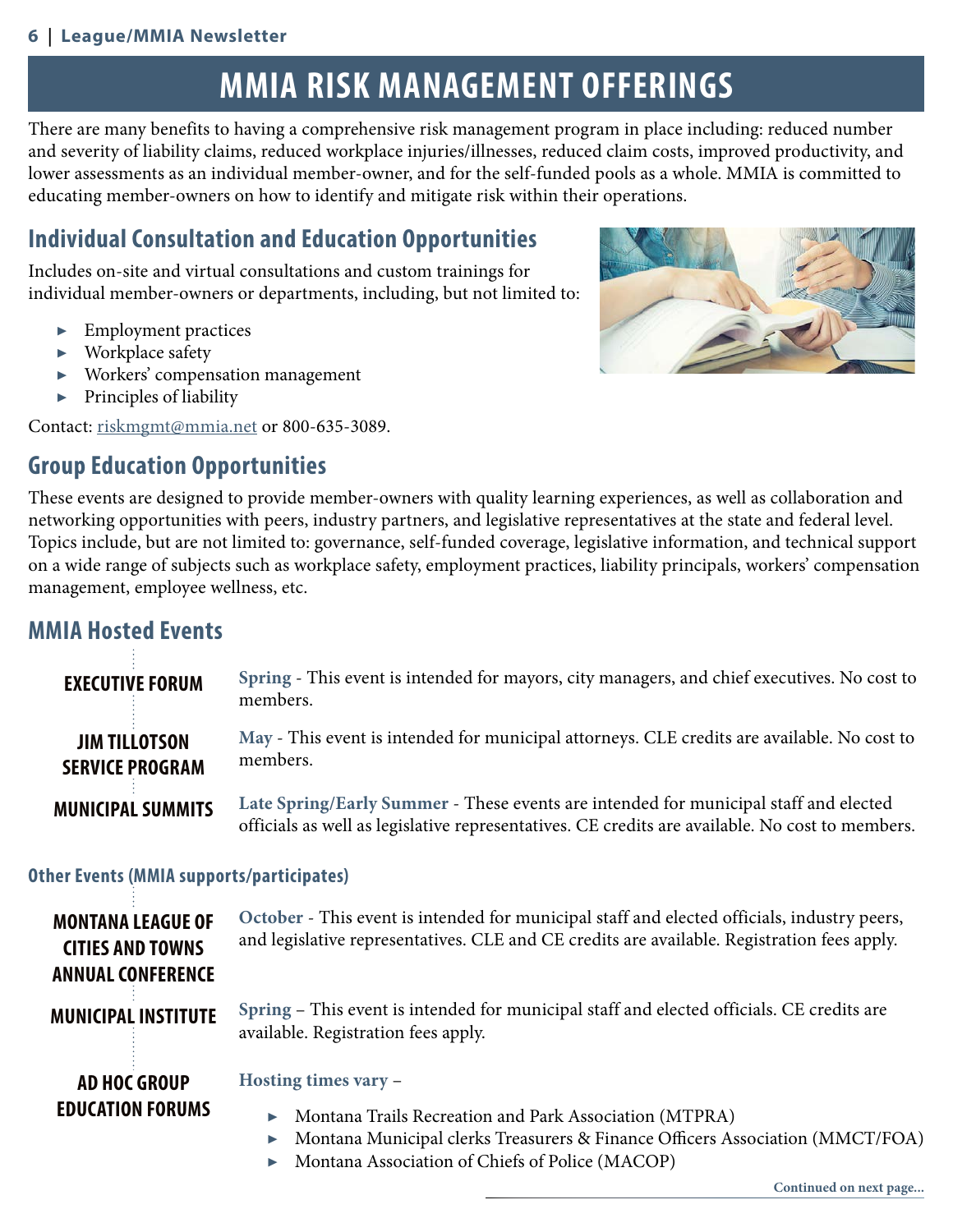# MMIA RISK MANAGEMENT OFFERINGS

There are many benefits to having a comprehensive risk management program in place including: reduced number and severity of liability claims, reduced workplace injuries/illnesses, reduced claim costs, improved productivity, and lower assessments as an individual member-owner, and for the self-funded pools as a whole. MMIA is committed to educating member-owners on how to identify and mitigate risk within their operations.

## Individual Consultation and Education Opportunities

Includes on-site and virtual consultations and custom trainings for individual member-owners or departments, including, but not limited to:

- Employment practices
- Workplace safety
- Workers' compensation management
- Principles of liability

Contact: riskmgmt@mmia.net or 800-635-3089.

## Group Education Opportunities

These events are designed to provide member-owners with quality learning experiences, as well as collaboration and networking opportunities with peers, industry partners, and legislative representatives at the state and federal level. Topics include, but are not limited to: governance, self-funded coverage, legislative information, and technical support on a wide range of subjects such as workplace safety, employment practices, liability principals, workers' compensation management, employee wellness, etc.

## MMIA Hosted Events

**EXECUTIVE FORUM**

**Spring** - This event is intended for mayors, city managers, and chief executives. No cost to members.

**JIM TILLOTSON SERVICE PROGRAM**

**May** - This event is intended for municipal attorneys. CLE credits are available. No cost to members.

**MUNICIPAL SUMMITS**

**Late Spring/Early Summer** - These events are intended for municipal staff and elected officials as well as legislative representatives. CE credits are available. No cost to members.

### Other Events (MMIA supports/participates)

**MONTANA LEAGUE OF CITIES AND TOWNS ANNUAL CONFERENCE**

**October** - This event is intended for municipal staff and elected officials, industry peers, and legislative representatives. CLE and CE credits are available. Registration fees apply.

**MUNICIPAL INSTITUTE**

**Spring** – This event is intended for municipal staff and elected officials. CE credits are available. Registration fees apply.

**AD HOC GROUP EDUCATION FORUMS**

**Hosting times vary** –

- Montana Trails Recreation and Park Association (MTPRA)
- Montana Municipal clerks Treasurers & Finance Officers Association (MMCT/FOA)
- Montana Association of Chiefs of Police (MACOP)

Continued on next page...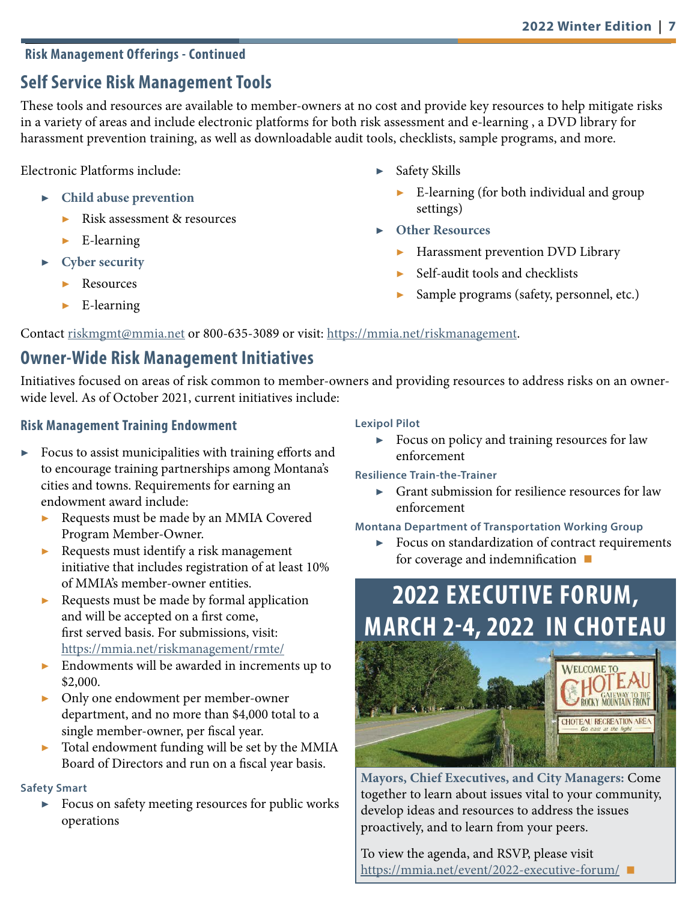**Risk Management Offerings - Continued**

## Self Service Risk Management Tools

These tools and resources are available to member-owners at no cost and provide key resources to help mitigate risks in a variety of areas and include electronic platforms for both risk assessment and e-learning , a DVD library for harassment prevention training, as well as downloadable audit tools, checklists, sample programs, and more.

Electronic Platforms include:

- **Child abuse prevention**
  - Risk assessment & resources
  - E-learning
- **Cyber security**
  - Resources
  - E-learning
- Safety Skills
  - E-learning (for both individual and group settings)
- **Other Resources**
  - Harassment prevention DVD Library
  - Self-audit tools and checklists
  - Sample programs (safety, personnel, etc.)

Contact riskmgmt@mmia.net or 800-635-3089 or visit: https://mmia.net/riskmanagement.

## Owner-Wide Risk Management Initiatives

Initiatives focused on areas of risk common to member-owners and providing resources to address risks on an owner-wide level. As of October 2021, current initiatives include:

### Risk Management Training Endowment

- Focus to assist municipalities with training efforts and to encourage training partnerships among Montana's cities and towns. Requirements for earning an endowment award include:
  - Requests must be made by an MMIA Covered Program Member-Owner.
  - Requests must identify a risk management initiative that includes registration of at least 10% of MMIA's member-owner entities.
  - Requests must be made by formal application and will be accepted on a first come, first served basis. For submissions, visit: https://mmia.net/riskmanagement/rmte/
  - Endowments will be awarded in increments up to $2,000.
  - Only one endowment per member-owner department, and no more than $4,000 total to a single member-owner, per fiscal year.
  - Total endowment funding will be set by the MMIA Board of Directors and run on a fiscal year basis.

**Safety Smart**

- Focus on safety meeting resources for public works operations

**Lexipol Pilot**

- Focus on policy and training resources for law enforcement

**Resilience Train-the-Trainer**

- Grant submission for resilience resources for law enforcement

**Montana Department of Transportation Working Group**

- Focus on standardization of contract requirements for coverage and indemnification

## 2022 EXECUTIVE FORUM, MARCH 2-4, 2022 IN CHOTEAU

**Mayors, Chief Executives, and City Managers:** Come together to learn about issues vital to your community, develop ideas and resources to address the issues proactively, and to learn from your peers.

To view the agenda, and RSVP, please visit https://mmia.net/event/2022-executive-forum/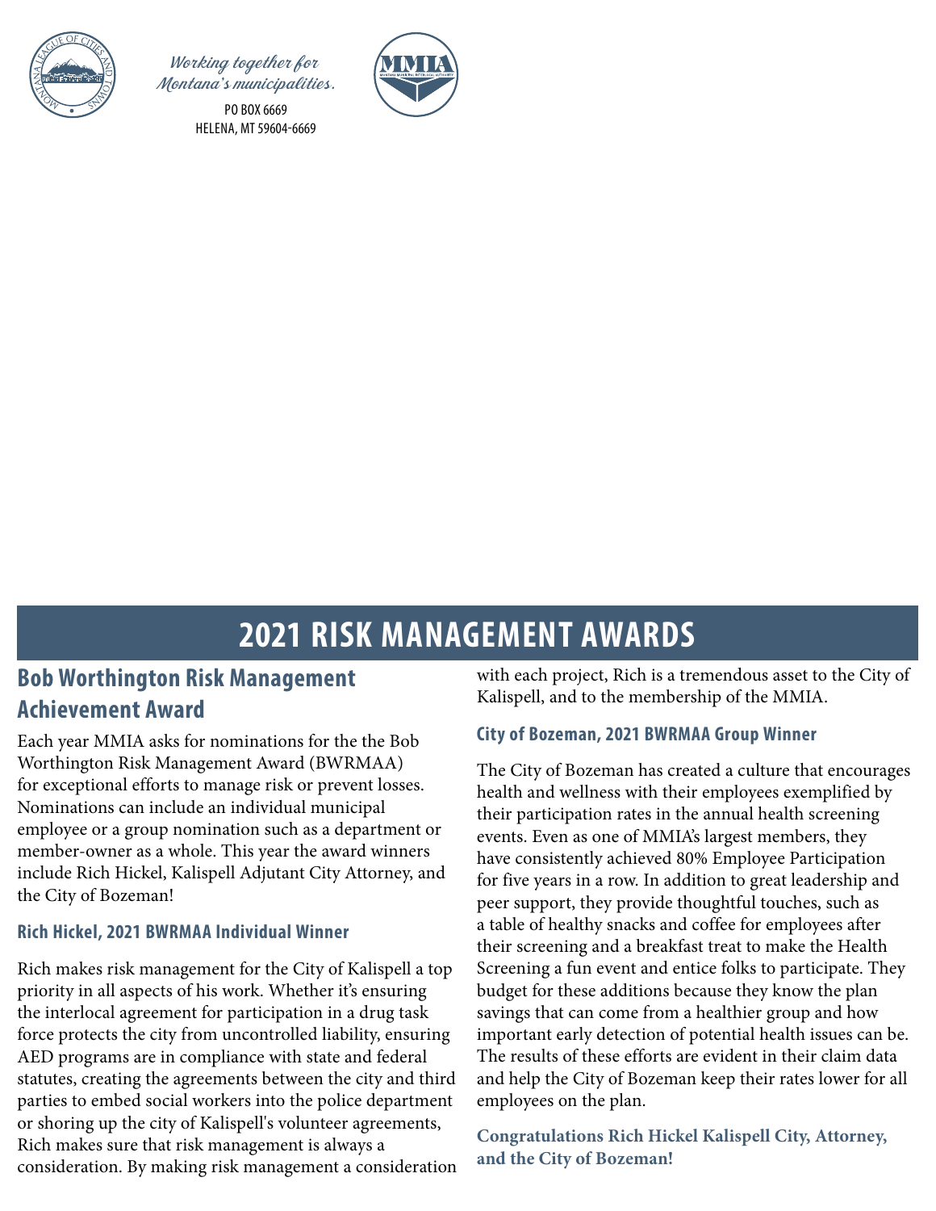*Working together for Montana's municipalities.*

PO BOX 6669
HELENA, MT 59604-6669

# 2021 RISK MANAGEMENT AWARDS

## Bob Worthington Risk Management Achievement Award

Each year MMIA asks for nominations for the the Bob Worthington Risk Management Award (BWRMAA) for exceptional efforts to manage risk or prevent losses. Nominations can include an individual municipal employee or a group nomination such as a department or member-owner as a whole. This year the award winners include Rich Hickel, Kalispell Adjutant City Attorney, and the City of Bozeman!

### Rich Hickel, 2021 BWRMAA Individual Winner

Rich makes risk management for the City of Kalispell a top priority in all aspects of his work. Whether it's ensuring the interlocal agreement for participation in a drug task force protects the city from uncontrolled liability, ensuring AED programs are in compliance with state and federal statutes, creating the agreements between the city and third parties to embed social workers into the police department or shoring up the city of Kalispell's volunteer agreements, Rich makes sure that risk management is always a consideration. By making risk management a consideration with each project, Rich is a tremendous asset to the City of Kalispell, and to the membership of the MMIA.

### City of Bozeman, 2021 BWRMAA Group Winner

The City of Bozeman has created a culture that encourages health and wellness with their employees exemplified by their participation rates in the annual health screening events. Even as one of MMIA's largest members, they have consistently achieved 80% Employee Participation for five years in a row. In addition to great leadership and peer support, they provide thoughtful touches, such as a table of healthy snacks and coffee for employees after their screening and a breakfast treat to make the Health Screening a fun event and entice folks to participate. They budget for these additions because they know the plan savings that can come from a healthier group and how important early detection of potential health issues can be. The results of these efforts are evident in their claim data and help the City of Bozeman keep their rates lower for all employees on the plan.

**Congratulations Rich Hickel Kalispell City, Attorney, and the City of Bozeman!**